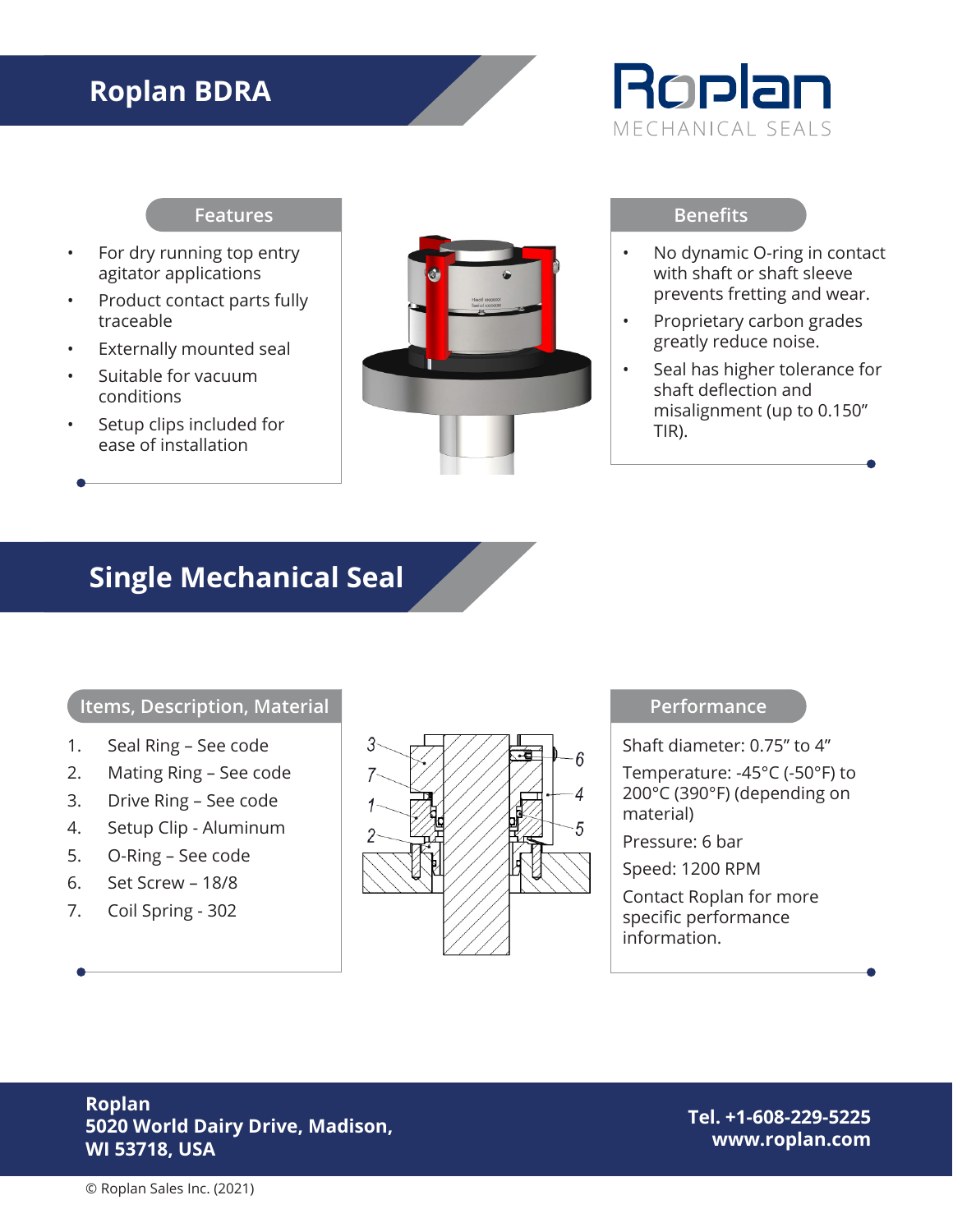# Roplan BDRA

Roplan
MECHANICAL SEALS

## Features

- For dry running top entry agitator applications
- Product contact parts fully traceable
- Externally mounted seal
- Suitable for vacuum conditions
- Setup clips included for ease of installation

## Benefits

- No dynamic O-ring in contact with shaft or shaft sleeve prevents fretting and wear.
- Proprietary carbon grades greatly reduce noise.
- Seal has higher tolerance for shaft deflection and misalignment (up to 0.150" TIR).

# Single Mechanical Seal

## Items, Description, Material

1. Seal Ring – See code
2. Mating Ring – See code
3. Drive Ring – See code
4. Setup Clip - Aluminum
5. O-Ring – See code
6. Set Screw – 18/8
7. Coil Spring - 302

## Performance

Shaft diameter: 0.75" to 4"

Temperature: -45°C (-50°F) to 200°C (390°F) (depending on material)

Pressure: 6 bar

Speed: 1200 RPM

Contact Roplan for more specific performance information.

**Roplan**
**5020 World Dairy Drive, Madison, WI 53718, USA**

**Tel. +1-608-229-5225**
**www.roplan.com**

© Roplan Sales Inc. (2021)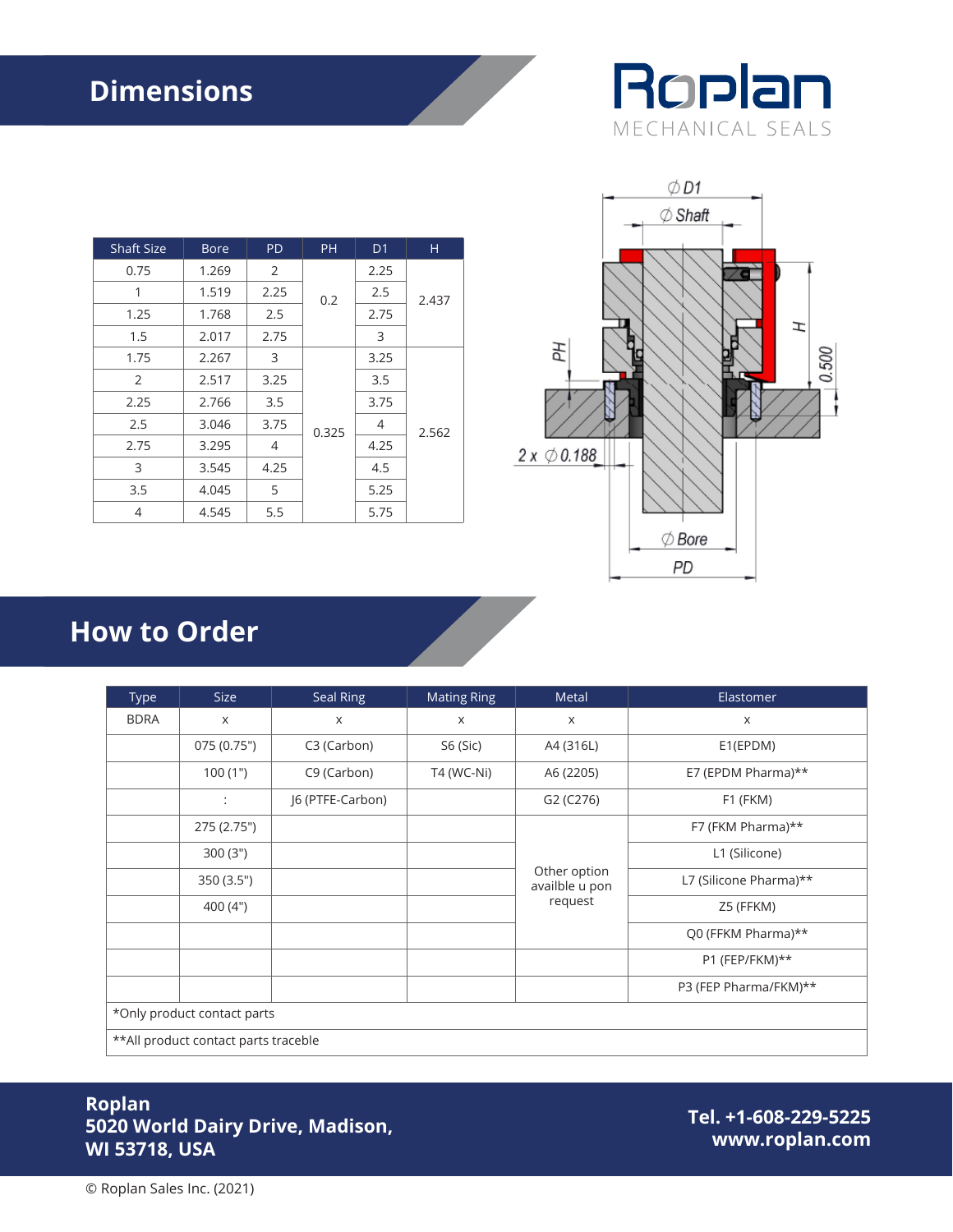# Dimensions

| Shaft Size | Bore | PD | PH | D1 | H |
|---|---|---|---|---|---|
| 0.75 | 1.269 | 2 | 0.2 | 2.25 | 2.437 |
| 1 | 1.519 | 2.25 | | 2.5 | |
| 1.25 | 1.768 | 2.5 | | 2.75 | |
| 1.5 | 2.017 | 2.75 | | 3 | |
| 1.75 | 2.267 | 3 | 0.325 | 3.25 | 2.562 |
| 2 | 2.517 | 3.25 | | 3.5 | |
| 2.25 | 2.766 | 3.5 | | 3.75 | |
| 2.5 | 3.046 | 3.75 | | 4 | |
| 2.75 | 3.295 | 4 | | 4.25 | |
| 3 | 3.545 | 4.25 | | 4.5 | |
| 3.5 | 4.045 | 5 | | 5.25 | |
| 4 | 4.545 | 5.5 | | 5.75 | |

∅ D1

∅ Shaft

PH

H

0.500

2 x ∅ 0.188

∅ Bore

PD

# How to Order

| Type | Size | Seal Ring | Mating Ring | Metal | Elastomer |
|---|---|---|---|---|---|
| BDRA | x | x | x | x | x |
| | 075 (0.75") | C3 (Carbon) | S6 (Sic) | A4 (316L) | E1(EPDM) |
| | 100 (1") | C9 (Carbon) | T4 (WC-Ni) | A6 (2205) | E7 (EPDM Pharma)** |
| | : | J6 (PTFE-Carbon) | | G2 (C276) | F1 (FKM) |
| | 275 (2.75") | | | Other option availble u pon request | F7 (FKM Pharma)** |
| | 300 (3") | | | | L1 (Silicone) |
| | 350 (3.5") | | | | L7 (Silicone Pharma)** |
| | 400 (4") | | | | Z5 (FFKM) |
| | | | | | Q0 (FFKM Pharma)** |
| | | | | | P1 (FEP/FKM)** |
| | | | | | P3 (FEP Pharma/FKM)** |

*Only product contact parts

**All product contact parts traceble

**Roplan**
**5020 World Dairy Drive, Madison, WI 53718, USA**

**Tel. +1-608-229-5225**
**www.roplan.com**

© Roplan Sales Inc. (2021)